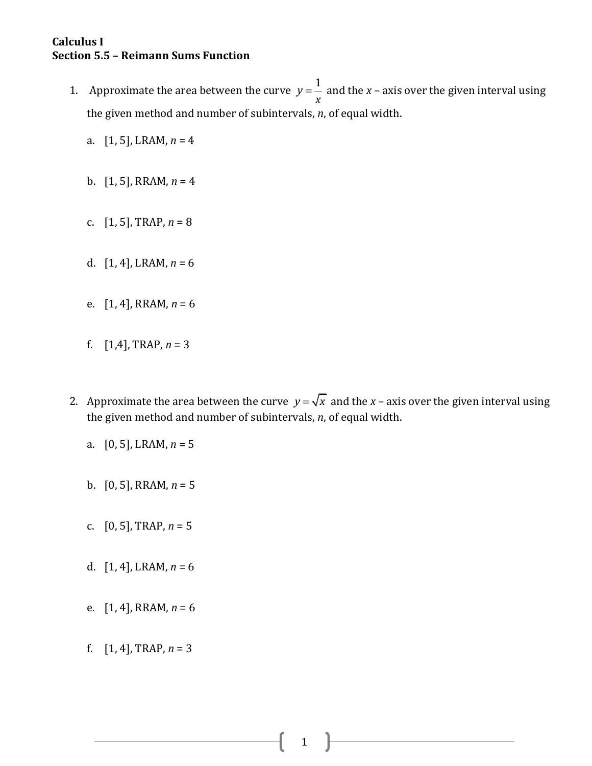**Calculus I**
**Section 5.5 – Reimann Sums Function**

1. Approximate the area between the curve $y = \frac{1}{x}$ and the $x$ – axis over the given interval using the given method and number of subintervals, $n$, of equal width.

   a. [1, 5], LRAM, $n = 4$

   b. [1, 5], RRAM, $n = 4$

   c. [1, 5], TRAP, $n = 8$

   d. [1, 4], LRAM, $n = 6$

   e. [1, 4], RRAM, $n = 6$

   f. [1,4], TRAP, $n = 3$

2. Approximate the area between the curve $y = \sqrt{x}$ and the $x$ – axis over the given interval using the given method and number of subintervals, $n$, of equal width.

   a. [0, 5], LRAM, $n = 5$

   b. [0, 5], RRAM, $n = 5$

   c. [0, 5], TRAP, $n = 5$

   d. [1, 4], LRAM, $n = 6$

   e. [1, 4], RRAM, $n = 6$

   f. [1, 4], TRAP, $n = 3$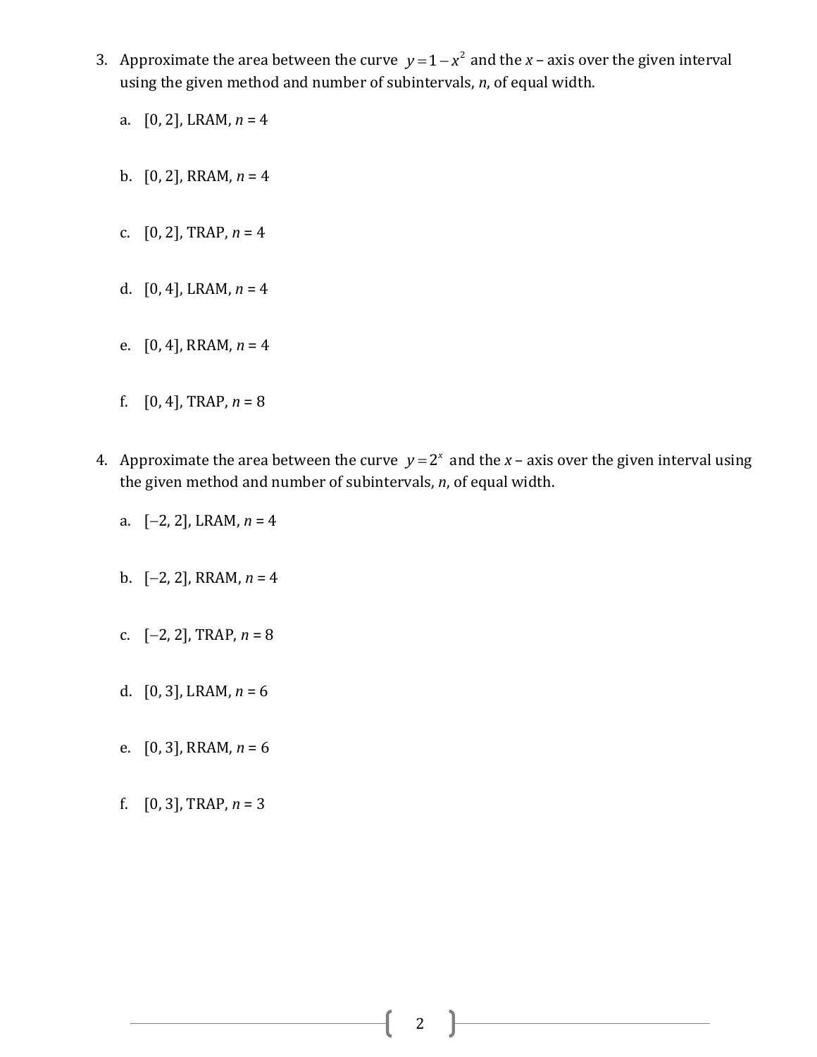3. Approximate the area between the curve $y = 1 - x^2$ and the $x$ – axis over the given interval using the given method and number of subintervals, $n$, of equal width.

   a. [0, 2], LRAM, $n = 4$

   b. [0, 2], RRAM, $n = 4$

   c. [0, 2], TRAP, $n = 4$

   d. [0, 4], LRAM, $n = 4$

   e. [0, 4], RRAM, $n = 4$

   f. [0, 4], TRAP, $n = 8$

4. Approximate the area between the curve $y = 2^x$ and the $x$ – axis over the given interval using the given method and number of subintervals, $n$, of equal width.

   a. [–2, 2], LRAM, $n = 4$

   b. [–2, 2], RRAM, $n = 4$

   c. [–2, 2], TRAP, $n = 8$

   d. [0, 3], LRAM, $n = 6$

   e. [0, 3], RRAM, $n = 6$

   f. [0, 3], TRAP, $n = 3$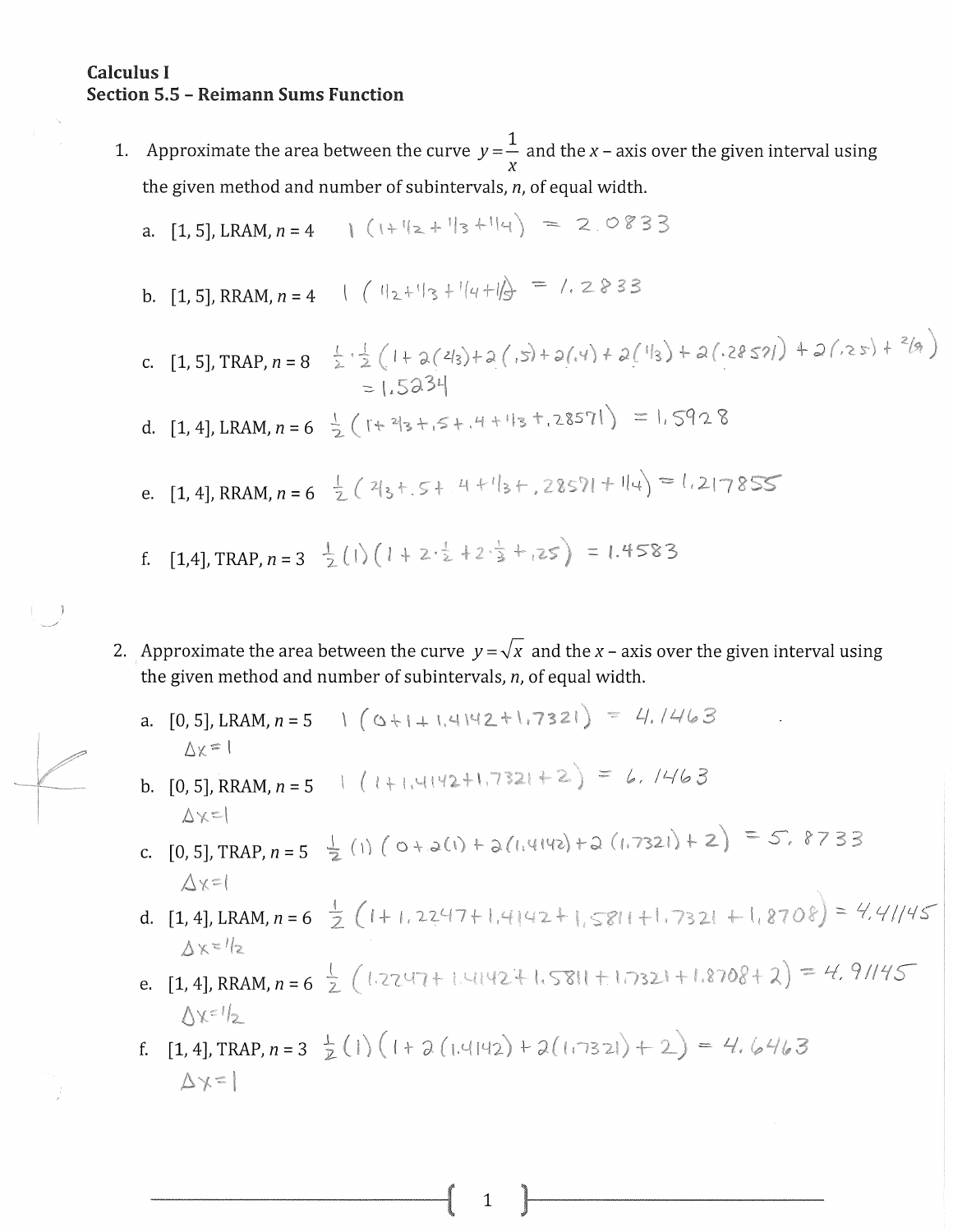**Calculus I**
**Section 5.5 – Reimann Sums Function**

1. Approximate the area between the curve $y = \frac{1}{x}$ and the $x$ – axis over the given interval using the given method and number of subintervals, $n$, of equal width.

   a. [1, 5], LRAM, $n = 4$ $1\left(1 + \frac{1}{2} + \frac{1}{3} + \frac{1}{4}\right) = 2.0833$

   b. [1, 5], RRAM, $n = 4$ $1\left(\frac{1}{2} + \frac{1}{3} + \frac{1}{4} + \frac{1}{5}\right) = 1.2833$

   c. [1, 5], TRAP, $n = 8$ $\frac{1}{2} \cdot \frac{1}{2}\left(1 + 2(2/3) + 2(.5) + 2(.4) + 2(1/3) + 2(.28571) + 2(.25) + 2/9\right)$
   $= 1.5234$

   d. [1, 4], LRAM, $n = 6$ $\frac{1}{2}\left(1 + 2/3 + .5 + .4 + 1/3 + .28571\right) = 1.5928$

   e. [1, 4], RRAM, $n = 6$ $\frac{1}{2}\left(2/3 + .5 + .4 + 1/3 + .28571 + 1/4\right) = 1.217855$

   f. [1,4], TRAP, $n = 3$ $\frac{1}{2}(1)\left(1 + 2 \cdot \frac{1}{2} + 2 \cdot \frac{1}{3} + .25\right) = 1.4583$

2. Approximate the area between the curve $y = \sqrt{x}$ and the $x$ – axis over the given interval using the given method and number of subintervals, $n$, of equal width.

   a. [0, 5], LRAM, $n = 5$ $1\left(0 + 1 + 1.4142 + 1.7321\right) = 4.1463$
   $\Delta x = 1$

   b. [0, 5], RRAM, $n = 5$ $1\left(1 + 1.4142 + 1.7321 + 2\right) = 6.1463$
   $\Delta x = 1$

   c. [0, 5], TRAP, $n = 5$ $\frac{1}{2}(1)\left(0 + 2(1) + 2(1.4142) + 2(1.7321) + 2\right) = 5.8733$
   $\Delta x = 1$

   d. [1, 4], LRAM, $n = 6$ $\frac{1}{2}\left(1 + 1.2247 + 1.4142 + 1.5811 + 1.7321 + 1.8708\right) = 4.41145$
   $\Delta x = 1/2$

   e. [1, 4], RRAM, $n = 6$ $\frac{1}{2}\left(1.2247 + 1.4142 + 1.5811 + 1.7321 + 1.8708 + 2\right) = 4.91145$
   $\Delta x = 1/2$

   f. [1, 4], TRAP, $n = 3$ $\frac{1}{2}(1)\left(1 + 2(1.4142) + 2(1.7321) + 2\right) = 4.6463$
   $\Delta x = 1$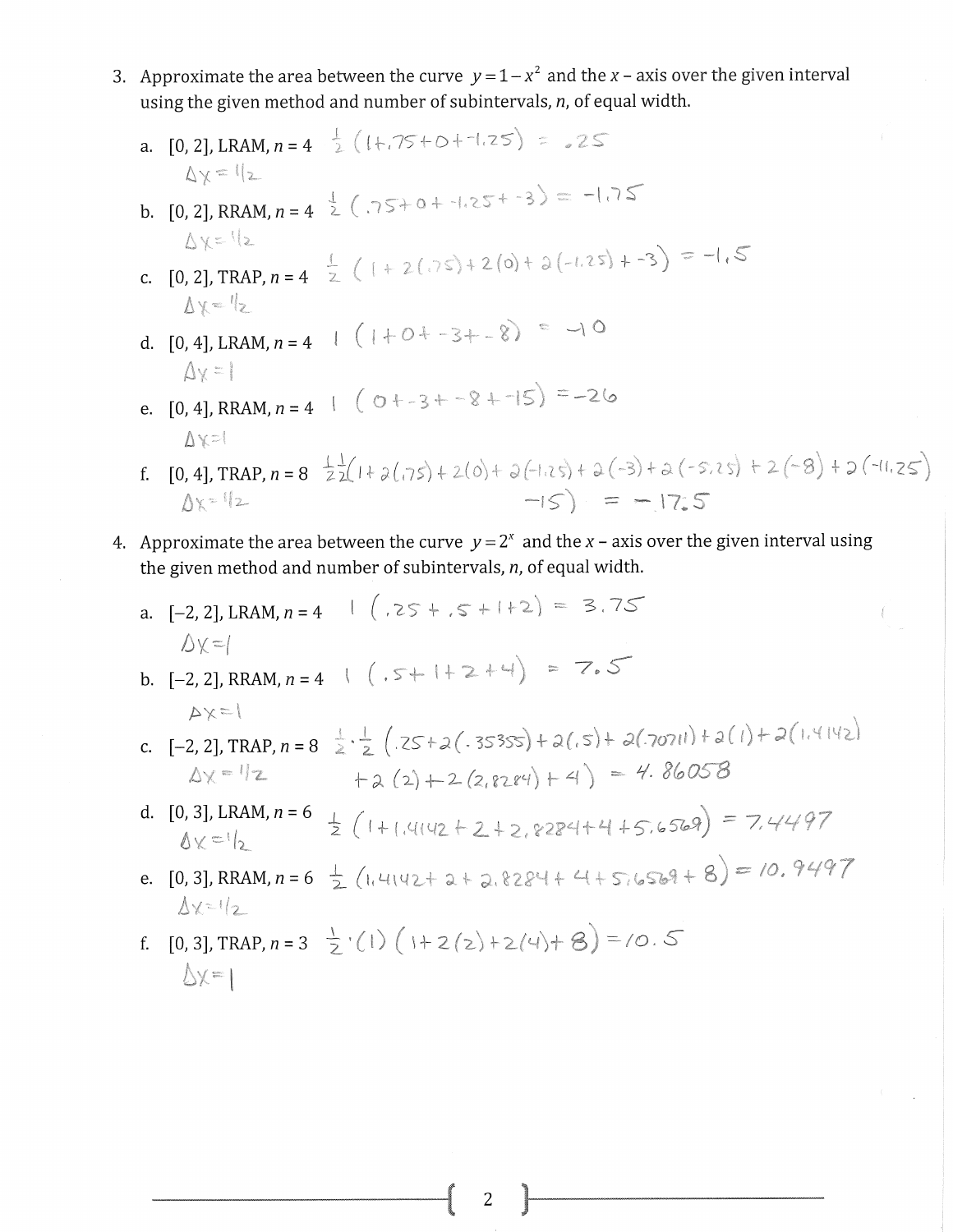3. Approximate the area between the curve $y = 1 - x^2$ and the $x$ - axis over the given interval using the given method and number of subintervals, $n$, of equal width.

   a. [0, 2], LRAM, $n = 4$ $\frac{1}{2}(1 + .75 + 0 + -1.25) = .25$
      $\Delta x = 1/2$

   b. [0, 2], RRAM, $n = 4$ $\frac{1}{2}(.75 + 0 + -1.25 + -3) = -1.75$
      $\Delta x = 1/2$

   c. [0, 2], TRAP, $n = 4$ $\frac{1}{2}(1 + 2(.75) + 2(0) + 2(-1.25) + -3) = -1.5$
      $\Delta x = 1/2$

   d. [0, 4], LRAM, $n = 4$ $1(1 + 0 + -3 + -8) = -10$
      $\Delta x = 1$

   e. [0, 4], RRAM, $n = 4$ $1(0 + -3 + -8 + -15) = -26$
      $\Delta x = 1$

   f. [0, 4], TRAP, $n = 8$ $\frac{1}{2}\frac{1}{2}(1 + 2(.75) + 2(0) + 2(-1.25) + 2(-3) + 2(-5.25) + 2(-8) + 2(-11.25) -15) = -17.5$
      $\Delta x = 1/2$

4. Approximate the area between the curve $y = 2^x$ and the $x$ - axis over the given interval using the given method and number of subintervals, $n$, of equal width.

   a. [–2, 2], LRAM, $n = 4$ $1(.25 + .5 + 1 + 2) = 3.75$
      $\Delta x = 1$

   b. [–2, 2], RRAM, $n = 4$ $1(.5 + 1 + 2 + 4) = 7.5$
      $\Delta x = 1$

   c. [–2, 2], TRAP, $n = 8$ $\frac{1}{2} \cdot \frac{1}{2}(.25 + 2(.35355) + 2(.5) + 2(.70711) + 2(1) + 2(1.4142) + 2(2) + 2(2.8284) + 4) = 4.86058$
      $\Delta x = 1/2$

   d. [0, 3], LRAM, $n = 6$ $\frac{1}{2}(1 + 1.4142 + 2 + 2.8284 + 4 + 5.6569) = 7.4497$
      $\Delta x = 1/2$

   e. [0, 3], RRAM, $n = 6$ $\frac{1}{2}(1.4142 + 2 + 2.8284 + 4 + 5.6569 + 8) = 10.9497$
      $\Delta x = 1/2$

   f. [0, 3], TRAP, $n = 3$ $\frac{1}{2} \cdot (1)(1 + 2(2) + 2(4) + 8) = 10.5$
      $\Delta x = 1$